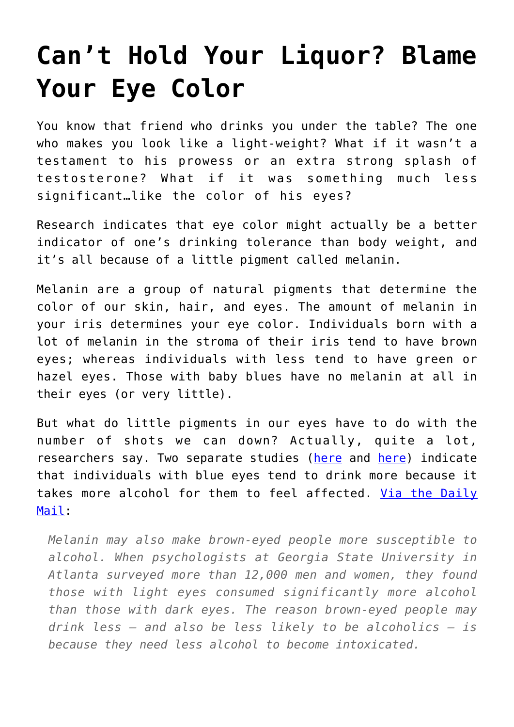# Can't Hold Your Liquor? Blame Your Eye Color

You know that friend who drinks you under the table? The one who makes you look like a light-weight? What if it wasn't a testament to his prowess or an extra strong splash of testosterone? What if it was something much less significant…like the color of his eyes?

Research indicates that eye color might actually be a better indicator of one's drinking tolerance than body weight, and it's all because of a little pigment called melanin.

Melanin are a group of natural pigments that determine the color of our skin, hair, and eyes. The amount of melanin in your iris determines your eye color. Individuals born with a lot of melanin in the stroma of their iris tend to have brown eyes; whereas individuals with less tend to have green or hazel eyes. Those with baby blues have no melanin at all in their eyes (or very little).

But what do little pigments in our eyes have to do with the number of shots we can down? Actually, quite a lot, researchers say. Two separate studies (here and here) indicate that individuals with blue eyes tend to drink more because it takes more alcohol for them to feel affected. Via the Daily Mail:

> *Melanin may also make brown-eyed people more susceptible to alcohol. When psychologists at Georgia State University in Atlanta surveyed more than 12,000 men and women, they found those with light eyes consumed significantly more alcohol than those with dark eyes. The reason brown-eyed people may drink less – and also be less likely to be alcoholics – is because they need less alcohol to become intoxicated.*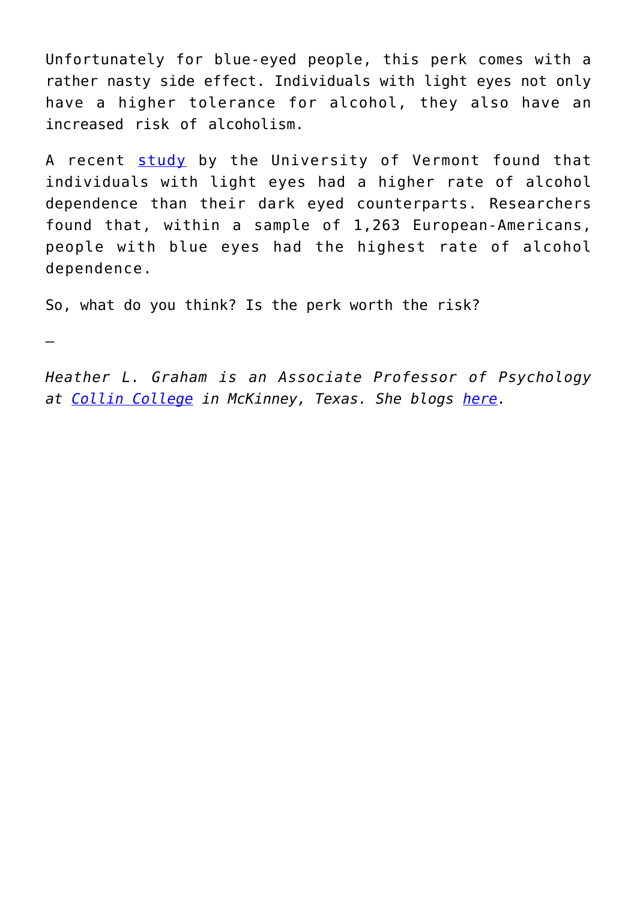Unfortunately for blue-eyed people, this perk comes with a rather nasty side effect. Individuals with light eyes not only have a higher tolerance for alcohol, they also have an increased risk of alcoholism.

A recent study by the University of Vermont found that individuals with light eyes had a higher rate of alcohol dependence than their dark eyed counterparts. Researchers found that, within a sample of 1,263 European-Americans, people with blue eyes had the highest rate of alcohol dependence.

So, what do you think? Is the perk worth the risk?

—

*Heather L. Graham is an Associate Professor of Psychology at Collin College in McKinney, Texas. She blogs here.*